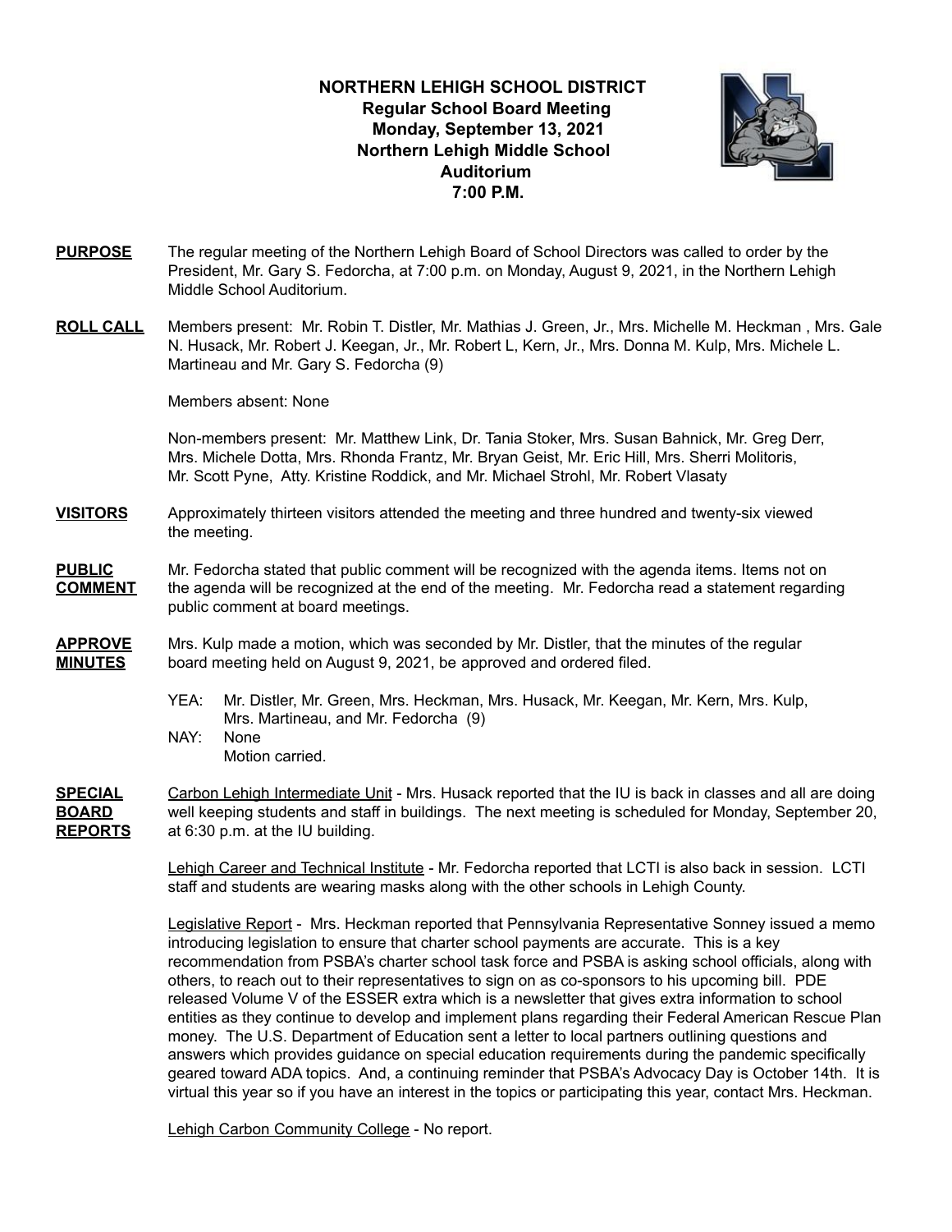# NORTHERN LEHIGH SCHOOL DISTRICT

**Regular School Board Meeting**
**Monday, September 13, 2021**
**Northern Lehigh Middle School**
**Auditorium**
**7:00 P.M.**

**PURPOSE** The regular meeting of the Northern Lehigh Board of School Directors was called to order by the President, Mr. Gary S. Fedorcha, at 7:00 p.m. on Monday, August 9, 2021, in the Northern Lehigh Middle School Auditorium.

**ROLL CALL** Members present: Mr. Robin T. Distler, Mr. Mathias J. Green, Jr., Mrs. Michelle M. Heckman , Mrs. Gale N. Husack, Mr. Robert J. Keegan, Jr., Mr. Robert L, Kern, Jr., Mrs. Donna M. Kulp, Mrs. Michele L. Martineau and Mr. Gary S. Fedorcha (9)

Members absent: None

Non-members present: Mr. Matthew Link, Dr. Tania Stoker, Mrs. Susan Bahnick, Mr. Greg Derr, Mrs. Michele Dotta, Mrs. Rhonda Frantz, Mr. Bryan Geist, Mr. Eric Hill, Mrs. Sherri Molitoris, Mr. Scott Pyne, Atty. Kristine Roddick, and Mr. Michael Strohl, Mr. Robert Vlasaty

**VISITORS** Approximately thirteen visitors attended the meeting and three hundred and twenty-six viewed the meeting.

**PUBLIC COMMENT** Mr. Fedorcha stated that public comment will be recognized with the agenda items. Items not on the agenda will be recognized at the end of the meeting. Mr. Fedorcha read a statement regarding public comment at board meetings.

**APPROVE MINUTES** Mrs. Kulp made a motion, which was seconded by Mr. Distler, that the minutes of the regular board meeting held on August 9, 2021, be approved and ordered filed.

YEA: Mr. Distler, Mr. Green, Mrs. Heckman, Mrs. Husack, Mr. Keegan, Mr. Kern, Mrs. Kulp, Mrs. Martineau, and Mr. Fedorcha (9)
NAY: None
Motion carried.

**SPECIAL BOARD REPORTS** Carbon Lehigh Intermediate Unit - Mrs. Husack reported that the IU is back in classes and all are doing well keeping students and staff in buildings. The next meeting is scheduled for Monday, September 20, at 6:30 p.m. at the IU building.

Lehigh Career and Technical Institute - Mr. Fedorcha reported that LCTI is also back in session. LCTI staff and students are wearing masks along with the other schools in Lehigh County.

Legislative Report - Mrs. Heckman reported that Pennsylvania Representative Sonney issued a memo introducing legislation to ensure that charter school payments are accurate. This is a key recommendation from PSBA's charter school task force and PSBA is asking school officials, along with others, to reach out to their representatives to sign on as co-sponsors to his upcoming bill. PDE released Volume V of the ESSER extra which is a newsletter that gives extra information to school entities as they continue to develop and implement plans regarding their Federal American Rescue Plan money. The U.S. Department of Education sent a letter to local partners outlining questions and answers which provides guidance on special education requirements during the pandemic specifically geared toward ADA topics. And, a continuing reminder that PSBA's Advocacy Day is October 14th. It is virtual this year so if you have an interest in the topics or participating this year, contact Mrs. Heckman.

Lehigh Carbon Community College - No report.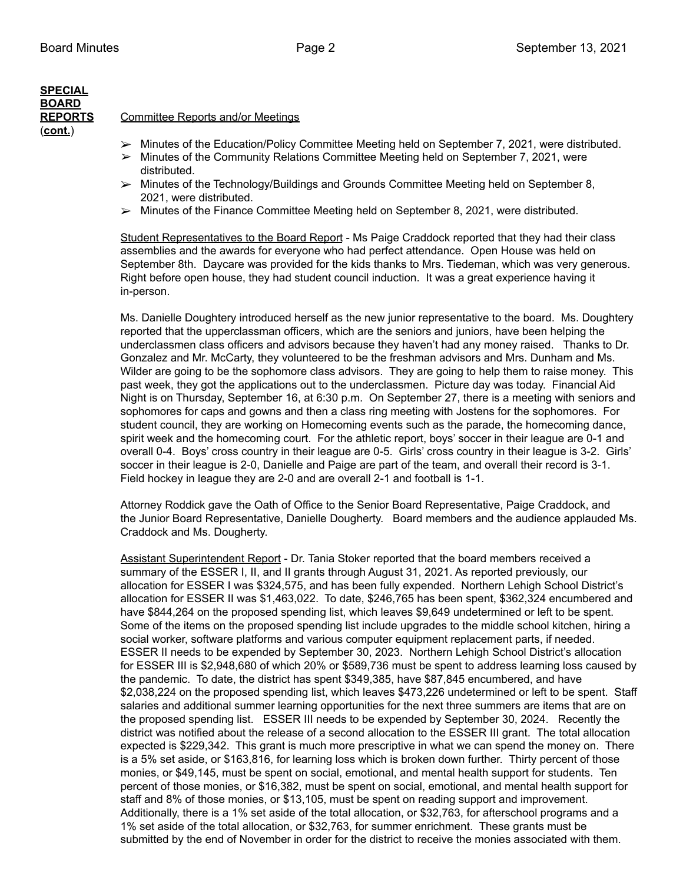**SPECIAL BOARD REPORTS (cont.)**

Committee Reports and/or Meetings

- Minutes of the Education/Policy Committee Meeting held on September 7, 2021, were distributed.
- Minutes of the Community Relations Committee Meeting held on September 7, 2021, were distributed.
- Minutes of the Technology/Buildings and Grounds Committee Meeting held on September 8, 2021, were distributed.
- Minutes of the Finance Committee Meeting held on September 8, 2021, were distributed.

Student Representatives to the Board Report - Ms Paige Craddock reported that they had their class assemblies and the awards for everyone who had perfect attendance. Open House was held on September 8th. Daycare was provided for the kids thanks to Mrs. Tiedeman, which was very generous. Right before open house, they had student council induction. It was a great experience having it in-person.

Ms. Danielle Doughtery introduced herself as the new junior representative to the board. Ms. Doughtery reported that the upperclassman officers, which are the seniors and juniors, have been helping the underclassmen class officers and advisors because they haven't had any money raised. Thanks to Dr. Gonzalez and Mr. McCarty, they volunteered to be the freshman advisors and Mrs. Dunham and Ms. Wilder are going to be the sophomore class advisors. They are going to help them to raise money. This past week, they got the applications out to the underclassmen. Picture day was today. Financial Aid Night is on Thursday, September 16, at 6:30 p.m. On September 27, there is a meeting with seniors and sophomores for caps and gowns and then a class ring meeting with Jostens for the sophomores. For student council, they are working on Homecoming events such as the parade, the homecoming dance, spirit week and the homecoming court. For the athletic report, boys' soccer in their league are 0-1 and overall 0-4. Boys' cross country in their league are 0-5. Girls' cross country in their league is 3-2. Girls' soccer in their league is 2-0, Danielle and Paige are part of the team, and overall their record is 3-1. Field hockey in league they are 2-0 and are overall 2-1 and football is 1-1.

Attorney Roddick gave the Oath of Office to the Senior Board Representative, Paige Craddock, and the Junior Board Representative, Danielle Dougherty. Board members and the audience applauded Ms. Craddock and Ms. Dougherty.

Assistant Superintendent Report - Dr. Tania Stoker reported that the board members received a summary of the ESSER I, II, and II grants through August 31, 2021. As reported previously, our allocation for ESSER I was $324,575, and has been fully expended. Northern Lehigh School District's allocation for ESSER II was $1,463,022. To date, $246,765 has been spent, $362,324 encumbered and have $844,264 on the proposed spending list, which leaves $9,649 undetermined or left to be spent. Some of the items on the proposed spending list include upgrades to the middle school kitchen, hiring a social worker, software platforms and various computer equipment replacement parts, if needed. ESSER II needs to be expended by September 30, 2023. Northern Lehigh School District's allocation for ESSER III is $2,948,680 of which 20% or $589,736 must be spent to address learning loss caused by the pandemic. To date, the district has spent $349,385, have $87,845 encumbered, and have $2,038,224 on the proposed spending list, which leaves $473,226 undetermined or left to be spent. Staff salaries and additional summer learning opportunities for the next three summers are items that are on the proposed spending list. ESSER III needs to be expended by September 30, 2024. Recently the district was notified about the release of a second allocation to the ESSER III grant. The total allocation expected is $229,342. This grant is much more prescriptive in what we can spend the money on. There is a 5% set aside, or $163,816, for learning loss which is broken down further. Thirty percent of those monies, or $49,145, must be spent on social, emotional, and mental health support for students. Ten percent of those monies, or $16,382, must be spent on social, emotional, and mental health support for staff and 8% of those monies, or $13,105, must be spent on reading support and improvement. Additionally, there is a 1% set aside of the total allocation, or $32,763, for afterschool programs and a 1% set aside of the total allocation, or $32,763, for summer enrichment. These grants must be submitted by the end of November in order for the district to receive the monies associated with them.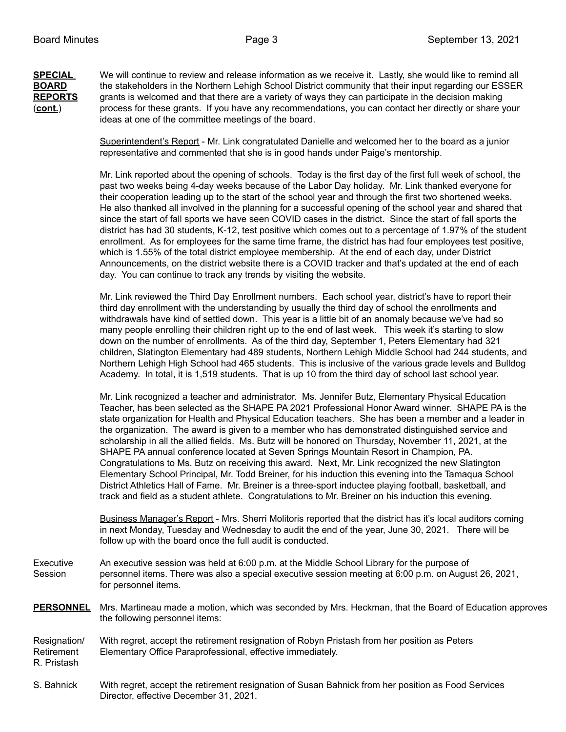**SPECIAL BOARD REPORTS (cont.)**

We will continue to review and release information as we receive it. Lastly, she would like to remind all the stakeholders in the Northern Lehigh School District community that their input regarding our ESSER grants is welcomed and that there are a variety of ways they can participate in the decision making process for these grants. If you have any recommendations, you can contact her directly or share your ideas at one of the committee meetings of the board.

Superintendent's Report - Mr. Link congratulated Danielle and welcomed her to the board as a junior representative and commented that she is in good hands under Paige's mentorship.

Mr. Link reported about the opening of schools. Today is the first day of the first full week of school, the past two weeks being 4-day weeks because of the Labor Day holiday. Mr. Link thanked everyone for their cooperation leading up to the start of the school year and through the first two shortened weeks. He also thanked all involved in the planning for a successful opening of the school year and shared that since the start of fall sports we have seen COVID cases in the district. Since the start of fall sports the district has had 30 students, K-12, test positive which comes out to a percentage of 1.97% of the student enrollment. As for employees for the same time frame, the district has had four employees test positive, which is 1.55% of the total district employee membership. At the end of each day, under District Announcements, on the district website there is a COVID tracker and that's updated at the end of each day. You can continue to track any trends by visiting the website.

Mr. Link reviewed the Third Day Enrollment numbers. Each school year, district's have to report their third day enrollment with the understanding by usually the third day of school the enrollments and withdrawals have kind of settled down. This year is a little bit of an anomaly because we've had so many people enrolling their children right up to the end of last week. This week it's starting to slow down on the number of enrollments. As of the third day, September 1, Peters Elementary had 321 children, Slatington Elementary had 489 students, Northern Lehigh Middle School had 244 students, and Northern Lehigh High School had 465 students. This is inclusive of the various grade levels and Bulldog Academy. In total, it is 1,519 students. That is up 10 from the third day of school last school year.

Mr. Link recognized a teacher and administrator. Ms. Jennifer Butz, Elementary Physical Education Teacher, has been selected as the SHAPE PA 2021 Professional Honor Award winner. SHAPE PA is the state organization for Health and Physical Education teachers. She has been a member and a leader in the organization. The award is given to a member who has demonstrated distinguished service and scholarship in all the allied fields. Ms. Butz will be honored on Thursday, November 11, 2021, at the SHAPE PA annual conference located at Seven Springs Mountain Resort in Champion, PA. Congratulations to Ms. Butz on receiving this award. Next, Mr. Link recognized the new Slatington Elementary School Principal, Mr. Todd Breiner, for his induction this evening into the Tamaqua School District Athletics Hall of Fame. Mr. Breiner is a three-sport inductee playing football, basketball, and track and field as a student athlete. Congratulations to Mr. Breiner on his induction this evening.

Business Manager's Report - Mrs. Sherri Molitoris reported that the district has it's local auditors coming in next Monday, Tuesday and Wednesday to audit the end of the year, June 30, 2021. There will be follow up with the board once the full audit is conducted.

Executive Session

An executive session was held at 6:00 p.m. at the Middle School Library for the purpose of personnel items. There was also a special executive session meeting at 6:00 p.m. on August 26, 2021, for personnel items.

**PERSONNEL**

Mrs. Martineau made a motion, which was seconded by Mrs. Heckman, that the Board of Education approves the following personnel items:

Resignation/ Retirement R. Pristash

With regret, accept the retirement resignation of Robyn Pristash from her position as Peters Elementary Office Paraprofessional, effective immediately.

S. Bahnick

With regret, accept the retirement resignation of Susan Bahnick from her position as Food Services Director, effective December 31, 2021.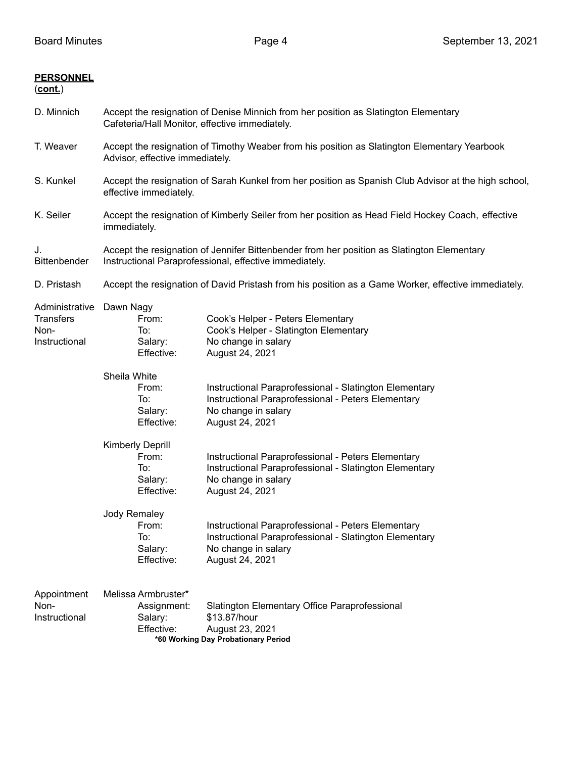**PERSONNEL**
(**cont.**)

D. Minnich — Accept the resignation of Denise Minnich from her position as Slatington Elementary Cafeteria/Hall Monitor, effective immediately.

T. Weaver — Accept the resignation of Timothy Weaber from his position as Slatington Elementary Yearbook Advisor, effective immediately.

S. Kunkel — Accept the resignation of Sarah Kunkel from her position as Spanish Club Advisor at the high school, effective immediately.

K. Seiler — Accept the resignation of Kimberly Seiler from her position as Head Field Hockey Coach, effective immediately.

J. Bittenbender — Accept the resignation of Jennifer Bittenbender from her position as Slatington Elementary Instructional Paraprofessional, effective immediately.

D. Pristash — Accept the resignation of David Pristash from his position as a Game Worker, effective immediately.

Administrative Transfers Non-Instructional

Dawn Nagy
- From: Cook's Helper - Peters Elementary
- To: Cook's Helper - Slatington Elementary
- Salary: No change in salary
- Effective: August 24, 2021

Sheila White
- From: Instructional Paraprofessional - Slatington Elementary
- To: Instructional Paraprofessional - Peters Elementary
- Salary: No change in salary
- Effective: August 24, 2021

Kimberly Deprill
- From: Instructional Paraprofessional - Peters Elementary
- To: Instructional Paraprofessional - Slatington Elementary
- Salary: No change in salary
- Effective: August 24, 2021

Jody Remaley
- From: Instructional Paraprofessional - Peters Elementary
- To: Instructional Paraprofessional - Slatington Elementary
- Salary: No change in salary
- Effective: August 24, 2021

Appointment Non-Instructional

Melissa Armbruster*
- Assignment: Slatington Elementary Office Paraprofessional
- Salary: $13.87/hour
- Effective: August 23, 2021

**\*60 Working Day Probationary Period**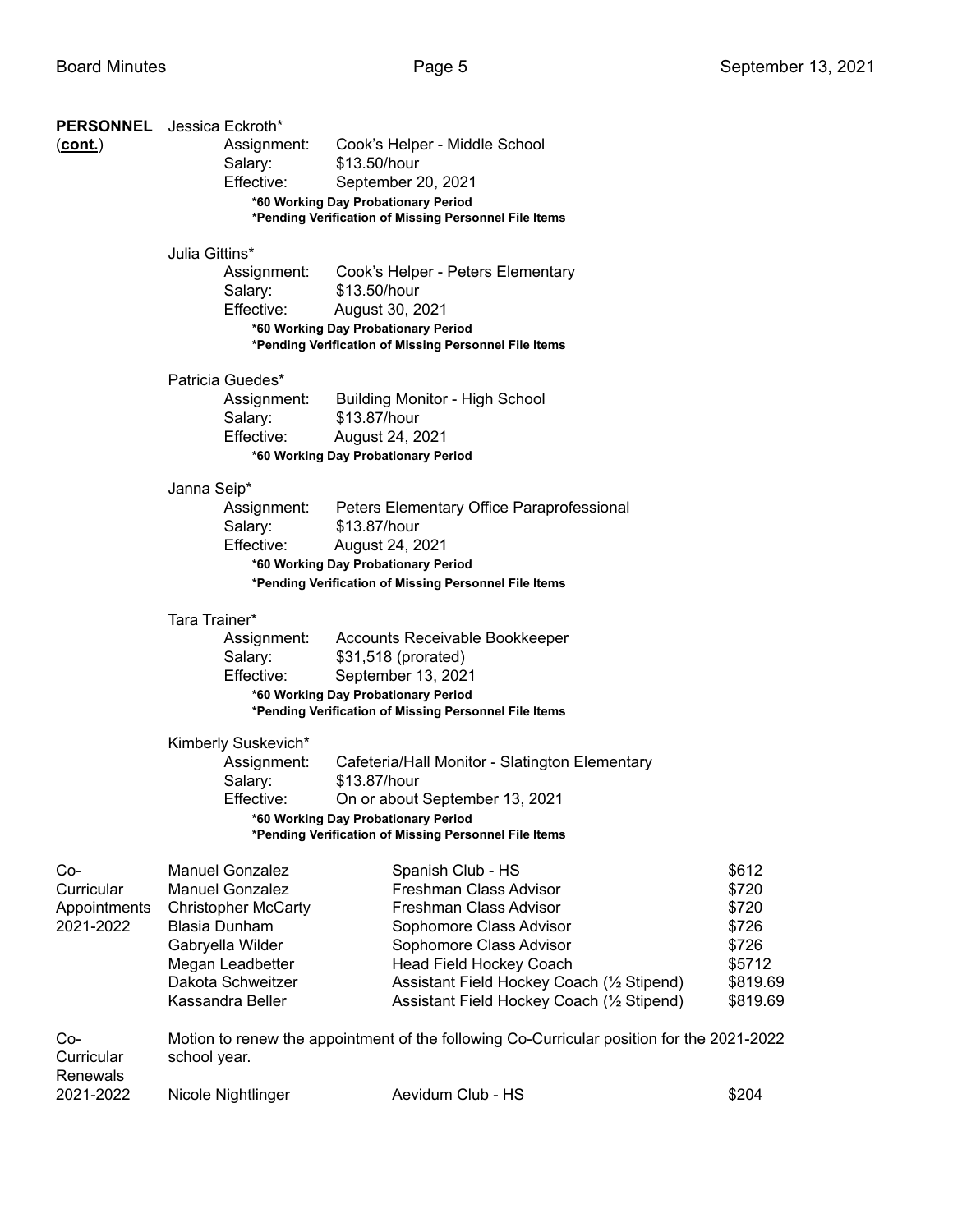**PERSONNEL (cont.)**

Jessica Eckroth*

Assignment: Cook's Helper - Middle School
Salary: $13.50/hour
Effective: September 20, 2021

**\*60 Working Day Probationary Period**
**\*Pending Verification of Missing Personnel File Items**

Julia Gittins*

Assignment: Cook's Helper - Peters Elementary
Salary: $13.50/hour
Effective: August 30, 2021

**\*60 Working Day Probationary Period**
**\*Pending Verification of Missing Personnel File Items**

Patricia Guedes*

Assignment: Building Monitor - High School
Salary: $13.87/hour
Effective: August 24, 2021

**\*60 Working Day Probationary Period**

Janna Seip*

Assignment: Peters Elementary Office Paraprofessional
Salary: $13.87/hour
Effective: August 24, 2021

**\*60 Working Day Probationary Period**
**\*Pending Verification of Missing Personnel File Items**

Tara Trainer*

Assignment: Accounts Receivable Bookkeeper
Salary: $31,518 (prorated)
Effective: September 13, 2021

**\*60 Working Day Probationary Period**
**\*Pending Verification of Missing Personnel File Items**

Kimberly Suskevich*

Assignment: Cafeteria/Hall Monitor - Slatington Elementary
Salary: $13.87/hour
Effective: On or about September 13, 2021

**\*60 Working Day Probationary Period**
**\*Pending Verification of Missing Personnel File Items**

**Co-Curricular Appointments 2021-2022**

| Name | Position | Stipend |
|---|---|---|
| Manuel Gonzalez | Spanish Club - HS | $612 |
| Manuel Gonzalez | Freshman Class Advisor | $720 |
| Christopher McCarty | Freshman Class Advisor | $720 |
| Blasia Dunham | Sophomore Class Advisor | $726 |
| Gabryella Wilder | Sophomore Class Advisor | $726 |
| Megan Leadbetter | Head Field Hockey Coach | $5712 |
| Dakota Schweitzer | Assistant Field Hockey Coach (½ Stipend) | $819.69 |
| Kassandra Beller | Assistant Field Hockey Coach (½ Stipend) | $819.69 |

**Co-Curricular Renewals 2021-2022**

Motion to renew the appointment of the following Co-Curricular position for the 2021-2022 school year.

| Name | Position | Stipend |
|---|---|---|
| Nicole Nightlinger | Aevidum Club - HS | $204 |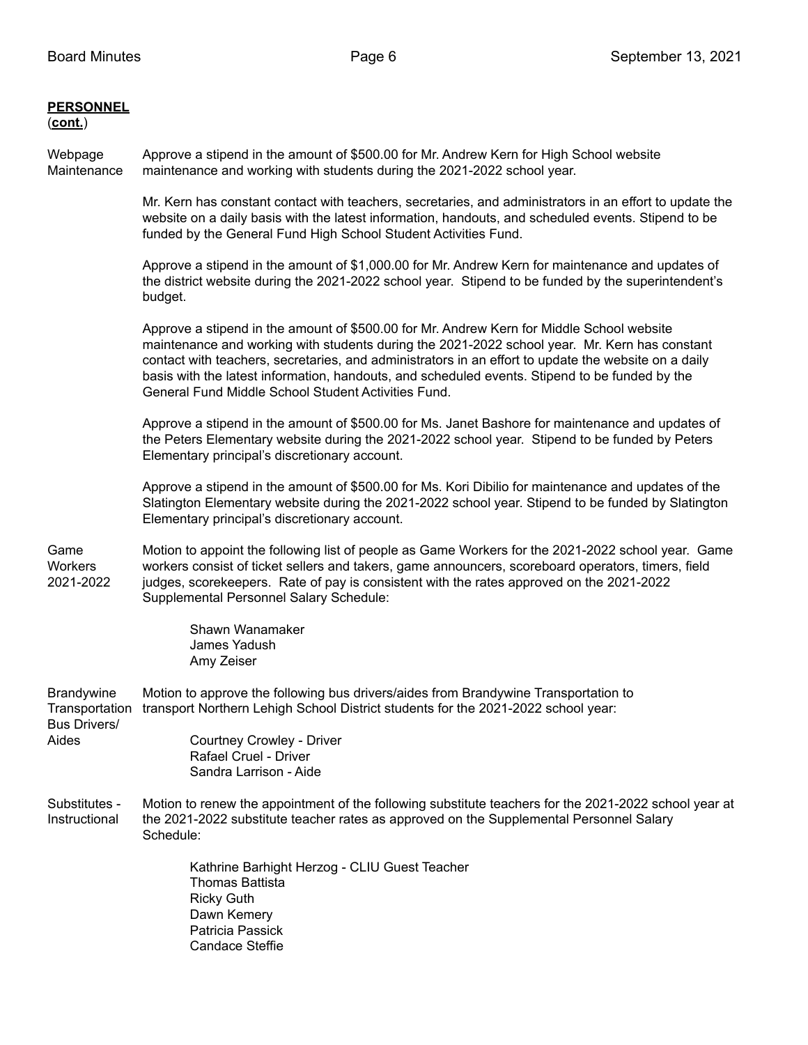**PERSONNEL** (**cont.**)

Webpage Maintenance

Approve a stipend in the amount of $500.00 for Mr. Andrew Kern for High School website maintenance and working with students during the 2021-2022 school year.

Mr. Kern has constant contact with teachers, secretaries, and administrators in an effort to update the website on a daily basis with the latest information, handouts, and scheduled events. Stipend to be funded by the General Fund High School Student Activities Fund.

Approve a stipend in the amount of $1,000.00 for Mr. Andrew Kern for maintenance and updates of the district website during the 2021-2022 school year. Stipend to be funded by the superintendent's budget.

Approve a stipend in the amount of $500.00 for Mr. Andrew Kern for Middle School website maintenance and working with students during the 2021-2022 school year. Mr. Kern has constant contact with teachers, secretaries, and administrators in an effort to update the website on a daily basis with the latest information, handouts, and scheduled events. Stipend to be funded by the General Fund Middle School Student Activities Fund.

Approve a stipend in the amount of $500.00 for Ms. Janet Bashore for maintenance and updates of the Peters Elementary website during the 2021-2022 school year. Stipend to be funded by Peters Elementary principal's discretionary account.

Approve a stipend in the amount of $500.00 for Ms. Kori Dibilio for maintenance and updates of the Slatington Elementary website during the 2021-2022 school year. Stipend to be funded by Slatington Elementary principal's discretionary account.

Game Workers 2021-2022

Motion to appoint the following list of people as Game Workers for the 2021-2022 school year. Game workers consist of ticket sellers and takers, game announcers, scoreboard operators, timers, field judges, scorekeepers. Rate of pay is consistent with the rates approved on the 2021-2022 Supplemental Personnel Salary Schedule:

Shawn Wanamaker
James Yadush
Amy Zeiser

Brandywine Transportation Bus Drivers/ Aides

Motion to approve the following bus drivers/aides from Brandywine Transportation to transport Northern Lehigh School District students for the 2021-2022 school year:

Courtney Crowley - Driver
Rafael Cruel - Driver
Sandra Larrison - Aide

Substitutes - Instructional

Motion to renew the appointment of the following substitute teachers for the 2021-2022 school year at the 2021-2022 substitute teacher rates as approved on the Supplemental Personnel Salary Schedule:

Kathrine Barhight Herzog - CLIU Guest Teacher
Thomas Battista
Ricky Guth
Dawn Kemery
Patricia Passick
Candace Steffie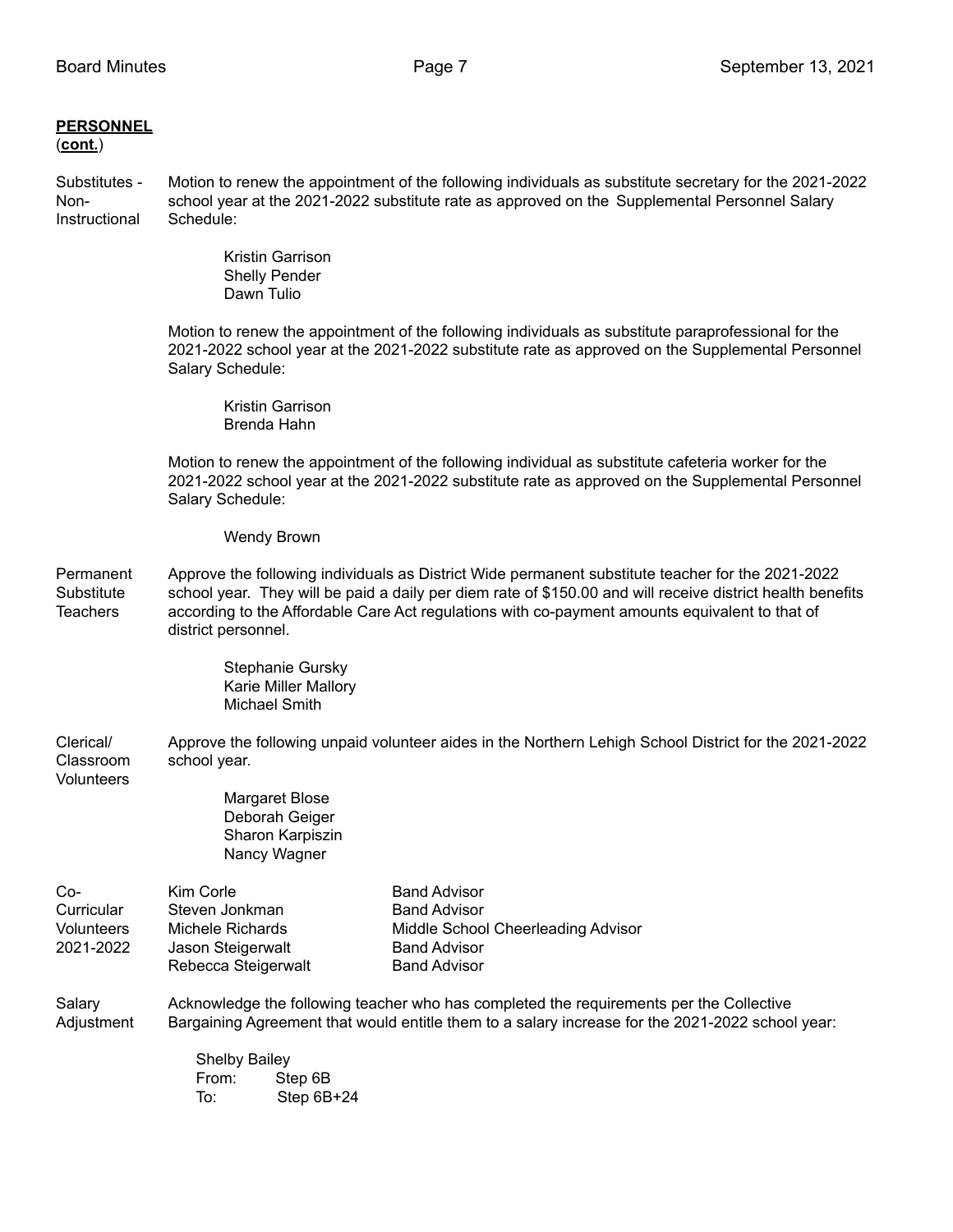**PERSONNEL**
(**cont.**)

Substitutes - Non-Instructional

Motion to renew the appointment of the following individuals as substitute secretary for the 2021-2022 school year at the 2021-2022 substitute rate as approved on the Supplemental Personnel Salary Schedule:

Kristin Garrison
Shelly Pender
Dawn Tulio

Motion to renew the appointment of the following individuals as substitute paraprofessional for the 2021-2022 school year at the 2021-2022 substitute rate as approved on the Supplemental Personnel Salary Schedule:

Kristin Garrison
Brenda Hahn

Motion to renew the appointment of the following individual as substitute cafeteria worker for the 2021-2022 school year at the 2021-2022 substitute rate as approved on the Supplemental Personnel Salary Schedule:

Wendy Brown

Permanent Substitute Teachers

Approve the following individuals as District Wide permanent substitute teacher for the 2021-2022 school year. They will be paid a daily per diem rate of $150.00 and will receive district health benefits according to the Affordable Care Act regulations with co-payment amounts equivalent to that of district personnel.

Stephanie Gursky
Karie Miller Mallory
Michael Smith

Clerical/ Classroom Volunteers

Approve the following unpaid volunteer aides in the Northern Lehigh School District for the 2021-2022 school year.

Margaret Blose
Deborah Geiger
Sharon Karpiszin
Nancy Wagner

Co-Curricular Volunteers 2021-2022

| Name | Position |
|---|---|
| Kim Corle | Band Advisor |
| Steven Jonkman | Band Advisor |
| Michele Richards | Middle School Cheerleading Advisor |
| Jason Steigerwalt | Band Advisor |
| Rebecca Steigerwalt | Band Advisor |

Salary Adjustment

Acknowledge the following teacher who has completed the requirements per the Collective Bargaining Agreement that would entitle them to a salary increase for the 2021-2022 school year:

Shelby Bailey
From: Step 6B
To: Step 6B+24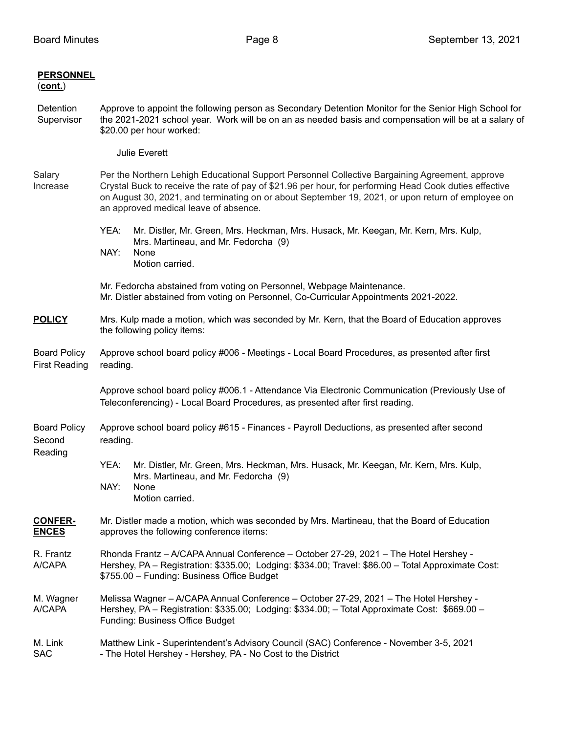**PERSONNEL**
(**cont.**)

Detention Supervisor

Approve to appoint the following person as Secondary Detention Monitor for the Senior High School for the 2021-2021 school year. Work will be on an as needed basis and compensation will be at a salary of $20.00 per hour worked:

Julie Everett

Salary Increase

Per the Northern Lehigh Educational Support Personnel Collective Bargaining Agreement, approve Crystal Buck to receive the rate of pay of $21.96 per hour, for performing Head Cook duties effective on August 30, 2021, and terminating on or about September 19, 2021, or upon return of employee on an approved medical leave of absence.

YEA: Mr. Distler, Mr. Green, Mrs. Heckman, Mrs. Husack, Mr. Keegan, Mr. Kern, Mrs. Kulp, Mrs. Martineau, and Mr. Fedorcha (9)
NAY: None
Motion carried.

Mr. Fedorcha abstained from voting on Personnel, Webpage Maintenance.
Mr. Distler abstained from voting on Personnel, Co-Curricular Appointments 2021-2022.

**POLICY**

Mrs. Kulp made a motion, which was seconded by Mr. Kern, that the Board of Education approves the following policy items:

Board Policy First Reading

Approve school board policy #006 - Meetings - Local Board Procedures, as presented after first reading.

Approve school board policy #006.1 - Attendance Via Electronic Communication (Previously Use of Teleconferencing) - Local Board Procedures, as presented after first reading.

Board Policy Second Reading

Approve school board policy #615 - Finances - Payroll Deductions, as presented after second reading.

YEA: Mr. Distler, Mr. Green, Mrs. Heckman, Mrs. Husack, Mr. Keegan, Mr. Kern, Mrs. Kulp, Mrs. Martineau, and Mr. Fedorcha (9)
NAY: None
Motion carried.

**CONFER-ENCES**

Mr. Distler made a motion, which was seconded by Mrs. Martineau, that the Board of Education approves the following conference items:

R. Frantz A/CAPA

Rhonda Frantz – A/CAPA Annual Conference – October 27-29, 2021 – The Hotel Hershey - Hershey, PA – Registration: $335.00; Lodging: $334.00; Travel: $86.00 – Total Approximate Cost: $755.00 – Funding: Business Office Budget

M. Wagner A/CAPA

Melissa Wagner – A/CAPA Annual Conference – October 27-29, 2021 – The Hotel Hershey - Hershey, PA – Registration: $335.00; Lodging: $334.00; – Total Approximate Cost: $669.00 – Funding: Business Office Budget

M. Link SAC

Matthew Link - Superintendent's Advisory Council (SAC) Conference - November 3-5, 2021 - The Hotel Hershey - Hershey, PA - No Cost to the District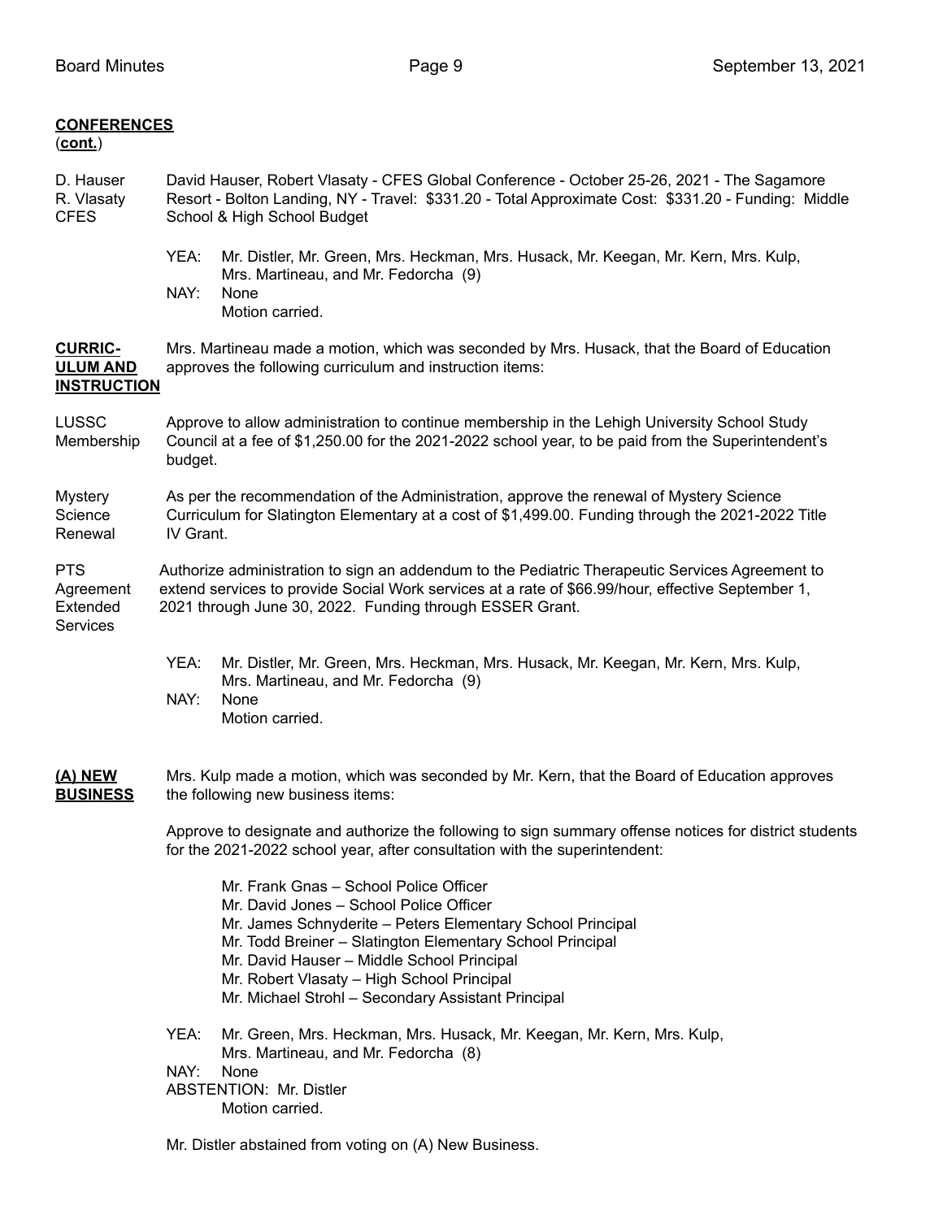**CONFERENCES**
(**cont.**)

D. Hauser
R. Vlasaty
CFES

David Hauser, Robert Vlasaty - CFES Global Conference - October 25-26, 2021 - The Sagamore Resort - Bolton Landing, NY - Travel: $331.20 - Total Approximate Cost: $331.20 - Funding: Middle School & High School Budget

YEA: Mr. Distler, Mr. Green, Mrs. Heckman, Mrs. Husack, Mr. Keegan, Mr. Kern, Mrs. Kulp, Mrs. Martineau, and Mr. Fedorcha (9)
NAY: None
Motion carried.

**CURRICULUM AND INSTRUCTION**

Mrs. Martineau made a motion, which was seconded by Mrs. Husack, that the Board of Education approves the following curriculum and instruction items:

LUSSC Membership

Approve to allow administration to continue membership in the Lehigh University School Study Council at a fee of $1,250.00 for the 2021-2022 school year, to be paid from the Superintendent's budget.

Mystery Science Renewal

As per the recommendation of the Administration, approve the renewal of Mystery Science Curriculum for Slatington Elementary at a cost of $1,499.00. Funding through the 2021-2022 Title IV Grant.

PTS Agreement Extended Services

Authorize administration to sign an addendum to the Pediatric Therapeutic Services Agreement to extend services to provide Social Work services at a rate of $66.99/hour, effective September 1, 2021 through June 30, 2022. Funding through ESSER Grant.

YEA: Mr. Distler, Mr. Green, Mrs. Heckman, Mrs. Husack, Mr. Keegan, Mr. Kern, Mrs. Kulp, Mrs. Martineau, and Mr. Fedorcha (9)
NAY: None
Motion carried.

**(A) NEW BUSINESS**

Mrs. Kulp made a motion, which was seconded by Mr. Kern, that the Board of Education approves the following new business items:

Approve to designate and authorize the following to sign summary offense notices for district students for the 2021-2022 school year, after consultation with the superintendent:

Mr. Frank Gnas – School Police Officer
Mr. David Jones – School Police Officer
Mr. James Schnyderite – Peters Elementary School Principal
Mr. Todd Breiner – Slatington Elementary School Principal
Mr. David Hauser – Middle School Principal
Mr. Robert Vlasaty – High School Principal
Mr. Michael Strohl – Secondary Assistant Principal

YEA: Mr. Green, Mrs. Heckman, Mrs. Husack, Mr. Keegan, Mr. Kern, Mrs. Kulp, Mrs. Martineau, and Mr. Fedorcha (8)
NAY: None
ABSTENTION: Mr. Distler
Motion carried.

Mr. Distler abstained from voting on (A) New Business.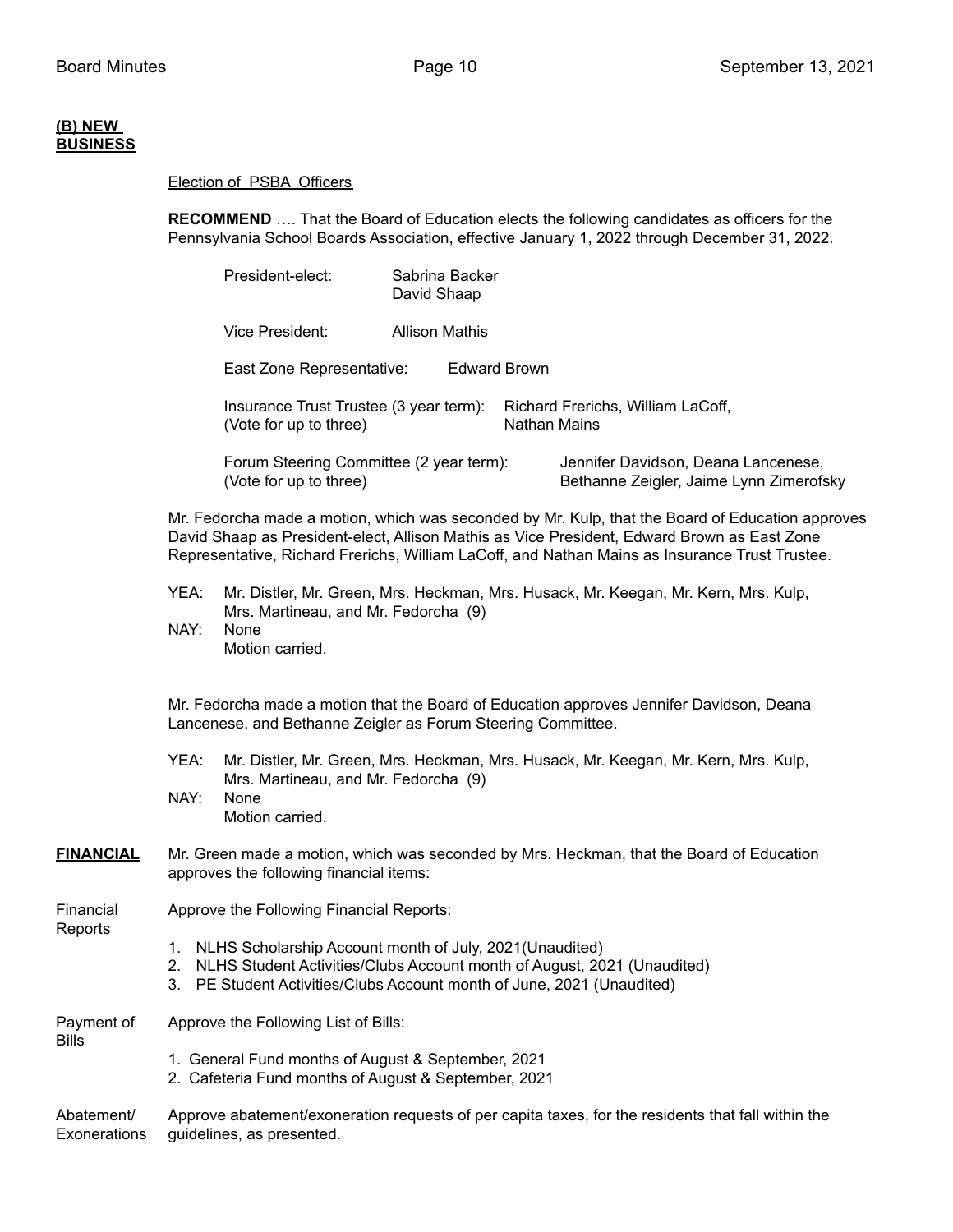**(B) NEW BUSINESS**

Election of PSBA Officers

**RECOMMEND** …. That the Board of Education elects the following candidates as officers for the Pennsylvania School Boards Association, effective January 1, 2022 through December 31, 2022.

President-elect: Sabrina Backer
David Shaap

Vice President: Allison Mathis

East Zone Representative: Edward Brown

Insurance Trust Trustee (3 year term): Richard Frerichs, William LaCoff, Nathan Mains
(Vote for up to three)

Forum Steering Committee (2 year term): Jennifer Davidson, Deana Lancenese, Bethanne Zeigler, Jaime Lynn Zimerofsky
(Vote for up to three)

Mr. Fedorcha made a motion, which was seconded by Mr. Kulp, that the Board of Education approves David Shaap as President-elect, Allison Mathis as Vice President, Edward Brown as East Zone Representative, Richard Frerichs, William LaCoff, and Nathan Mains as Insurance Trust Trustee.

YEA: Mr. Distler, Mr. Green, Mrs. Heckman, Mrs. Husack, Mr. Keegan, Mr. Kern, Mrs. Kulp, Mrs. Martineau, and Mr. Fedorcha (9)
NAY: None
Motion carried.

Mr. Fedorcha made a motion that the Board of Education approves Jennifer Davidson, Deana Lancenese, and Bethanne Zeigler as Forum Steering Committee.

YEA: Mr. Distler, Mr. Green, Mrs. Heckman, Mrs. Husack, Mr. Keegan, Mr. Kern, Mrs. Kulp, Mrs. Martineau, and Mr. Fedorcha (9)
NAY: None
Motion carried.

**FINANCIAL**

Mr. Green made a motion, which was seconded by Mrs. Heckman, that the Board of Education approves the following financial items:

Financial Reports

Approve the Following Financial Reports:

1. NLHS Scholarship Account month of July, 2021(Unaudited)
2. NLHS Student Activities/Clubs Account month of August, 2021 (Unaudited)
3. PE Student Activities/Clubs Account month of June, 2021 (Unaudited)

Payment of Bills

Approve the Following List of Bills:

1. General Fund months of August & September, 2021
2. Cafeteria Fund months of August & September, 2021

Abatement/ Exonerations

Approve abatement/exoneration requests of per capita taxes, for the residents that fall within the guidelines, as presented.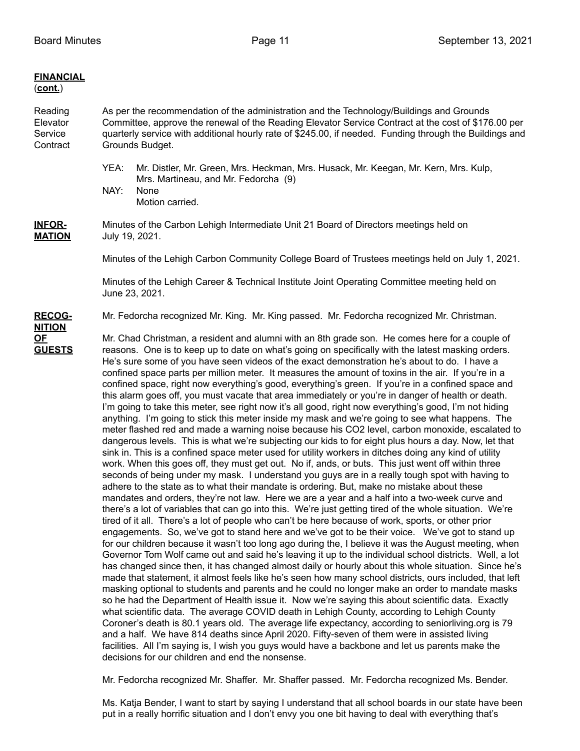**FINANCIAL**
(**cont.**)

Reading Elevator Service Contract

As per the recommendation of the administration and the Technology/Buildings and Grounds Committee, approve the renewal of the Reading Elevator Service Contract at the cost of $176.00 per quarterly service with additional hourly rate of $245.00, if needed. Funding through the Buildings and Grounds Budget.

YEA: Mr. Distler, Mr. Green, Mrs. Heckman, Mrs. Husack, Mr. Keegan, Mr. Kern, Mrs. Kulp, Mrs. Martineau, and Mr. Fedorcha (9)
NAY: None
Motion carried.

**INFORMATION**

Minutes of the Carbon Lehigh Intermediate Unit 21 Board of Directors meetings held on July 19, 2021.

Minutes of the Lehigh Carbon Community College Board of Trustees meetings held on July 1, 2021.

Minutes of the Lehigh Career & Technical Institute Joint Operating Committee meeting held on June 23, 2021.

**RECOGNITION OF GUESTS**

Mr. Fedorcha recognized Mr. King. Mr. King passed. Mr. Fedorcha recognized Mr. Christman.

Mr. Chad Christman, a resident and alumni with an 8th grade son. He comes here for a couple of reasons. One is to keep up to date on what's going on specifically with the latest masking orders. He's sure some of you have seen videos of the exact demonstration he's about to do. I have a confined space parts per million meter. It measures the amount of toxins in the air. If you're in a confined space, right now everything's good, everything's green. If you're in a confined space and this alarm goes off, you must vacate that area immediately or you're in danger of health or death. I'm going to take this meter, see right now it's all good, right now everything's good, I'm not hiding anything. I'm going to stick this meter inside my mask and we're going to see what happens. The meter flashed red and made a warning noise because his CO2 level, carbon monoxide, escalated to dangerous levels. This is what we're subjecting our kids to for eight plus hours a day. Now, let that sink in. This is a confined space meter used for utility workers in ditches doing any kind of utility work. When this goes off, they must get out. No if, ands, or buts. This just went off within three seconds of being under my mask. I understand you guys are in a really tough spot with having to adhere to the state as to what their mandate is ordering. But, make no mistake about these mandates and orders, they're not law. Here we are a year and a half into a two-week curve and there's a lot of variables that can go into this. We're just getting tired of the whole situation. We're tired of it all. There's a lot of people who can't be here because of work, sports, or other prior engagements. So, we've got to stand here and we've got to be their voice. We've got to stand up for our children because it wasn't too long ago during the, I believe it was the August meeting, when Governor Tom Wolf came out and said he's leaving it up to the individual school districts. Well, a lot has changed since then, it has changed almost daily or hourly about this whole situation. Since he's made that statement, it almost feels like he's seen how many school districts, ours included, that left masking optional to students and parents and he could no longer make an order to mandate masks so he had the Department of Health issue it. Now we're saying this about scientific data. Exactly what scientific data. The average COVID death in Lehigh County, according to Lehigh County Coroner's death is 80.1 years old. The average life expectancy, according to seniorliving.org is 79 and a half. We have 814 deaths since April 2020. Fifty-seven of them were in assisted living facilities. All I'm saying is, I wish you guys would have a backbone and let us parents make the decisions for our children and end the nonsense.

Mr. Fedorcha recognized Mr. Shaffer. Mr. Shaffer passed. Mr. Fedorcha recognized Ms. Bender.

Ms. Katja Bender, I want to start by saying I understand that all school boards in our state have been put in a really horrific situation and I don't envy you one bit having to deal with everything that's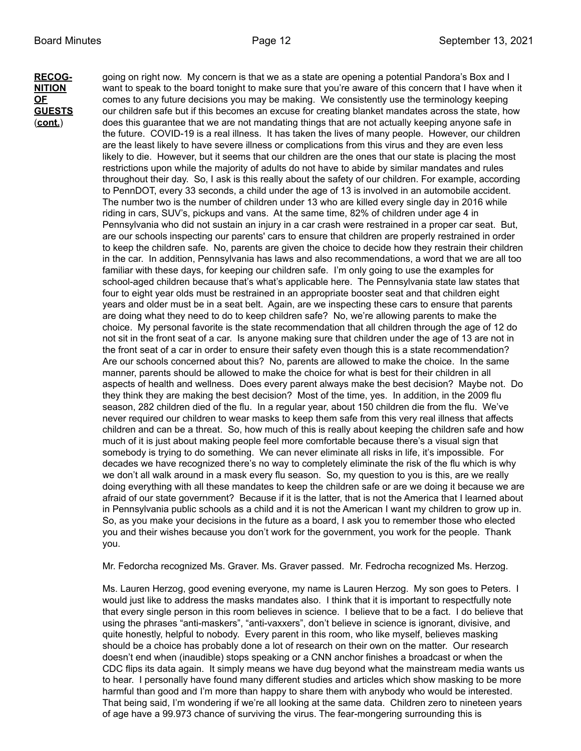**RECOGNITION OF GUESTS (cont.)**

going on right now. My concern is that we as a state are opening a potential Pandora's Box and I want to speak to the board tonight to make sure that you're aware of this concern that I have when it comes to any future decisions you may be making. We consistently use the terminology keeping our children safe but if this becomes an excuse for creating blanket mandates across the state, how does this guarantee that we are not mandating things that are not actually keeping anyone safe in the future. COVID-19 is a real illness. It has taken the lives of many people. However, our children are the least likely to have severe illness or complications from this virus and they are even less likely to die. However, but it seems that our children are the ones that our state is placing the most restrictions upon while the majority of adults do not have to abide by similar mandates and rules throughout their day. So, I ask is this really about the safety of our children. For example, according to PennDOT, every 33 seconds, a child under the age of 13 is involved in an automobile accident. The number two is the number of children under 13 who are killed every single day in 2016 while riding in cars, SUV's, pickups and vans. At the same time, 82% of children under age 4 in Pennsylvania who did not sustain an injury in a car crash were restrained in a proper car seat. But, are our schools inspecting our parents' cars to ensure that children are properly restrained in order to keep the children safe. No, parents are given the choice to decide how they restrain their children in the car. In addition, Pennsylvania has laws and also recommendations, a word that we are all too familiar with these days, for keeping our children safe. I'm only going to use the examples for school-aged children because that's what's applicable here. The Pennsylvania state law states that four to eight year olds must be restrained in an appropriate booster seat and that children eight years and older must be in a seat belt. Again, are we inspecting these cars to ensure that parents are doing what they need to do to keep children safe? No, we're allowing parents to make the choice. My personal favorite is the state recommendation that all children through the age of 12 do not sit in the front seat of a car. Is anyone making sure that children under the age of 13 are not in the front seat of a car in order to ensure their safety even though this is a state recommendation? Are our schools concerned about this? No, parents are allowed to make the choice. In the same manner, parents should be allowed to make the choice for what is best for their children in all aspects of health and wellness. Does every parent always make the best decision? Maybe not. Do they think they are making the best decision? Most of the time, yes. In addition, in the 2009 flu season, 282 children died of the flu. In a regular year, about 150 children die from the flu. We've never required our children to wear masks to keep them safe from this very real illness that affects children and can be a threat. So, how much of this is really about keeping the children safe and how much of it is just about making people feel more comfortable because there's a visual sign that somebody is trying to do something. We can never eliminate all risks in life, it's impossible. For decades we have recognized there's no way to completely eliminate the risk of the flu which is why we don't all walk around in a mask every flu season. So, my question to you is this, are we really doing everything with all these mandates to keep the children safe or are we doing it because we are afraid of our state government? Because if it is the latter, that is not the America that I learned about in Pennsylvania public schools as a child and it is not the American I want my children to grow up in. So, as you make your decisions in the future as a board, I ask you to remember those who elected you and their wishes because you don't work for the government, you work for the people. Thank you.

Mr. Fedorcha recognized Ms. Graver. Ms. Graver passed. Mr. Fedrocha recognized Ms. Herzog.

Ms. Lauren Herzog, good evening everyone, my name is Lauren Herzog. My son goes to Peters. I would just like to address the masks mandates also. I think that it is important to respectfully note that every single person in this room believes in science. I believe that to be a fact. I do believe that using the phrases "anti-maskers", "anti-vaxxers", don't believe in science is ignorant, divisive, and quite honestly, helpful to nobody. Every parent in this room, who like myself, believes masking should be a choice has probably done a lot of research on their own on the matter. Our research doesn't end when (inaudible) stops speaking or a CNN anchor finishes a broadcast or when the CDC flips its data again. It simply means we have dug beyond what the mainstream media wants us to hear. I personally have found many different studies and articles which show masking to be more harmful than good and I'm more than happy to share them with anybody who would be interested. That being said, I'm wondering if we're all looking at the same data. Children zero to nineteen years of age have a 99.973 chance of surviving the virus. The fear-mongering surrounding this is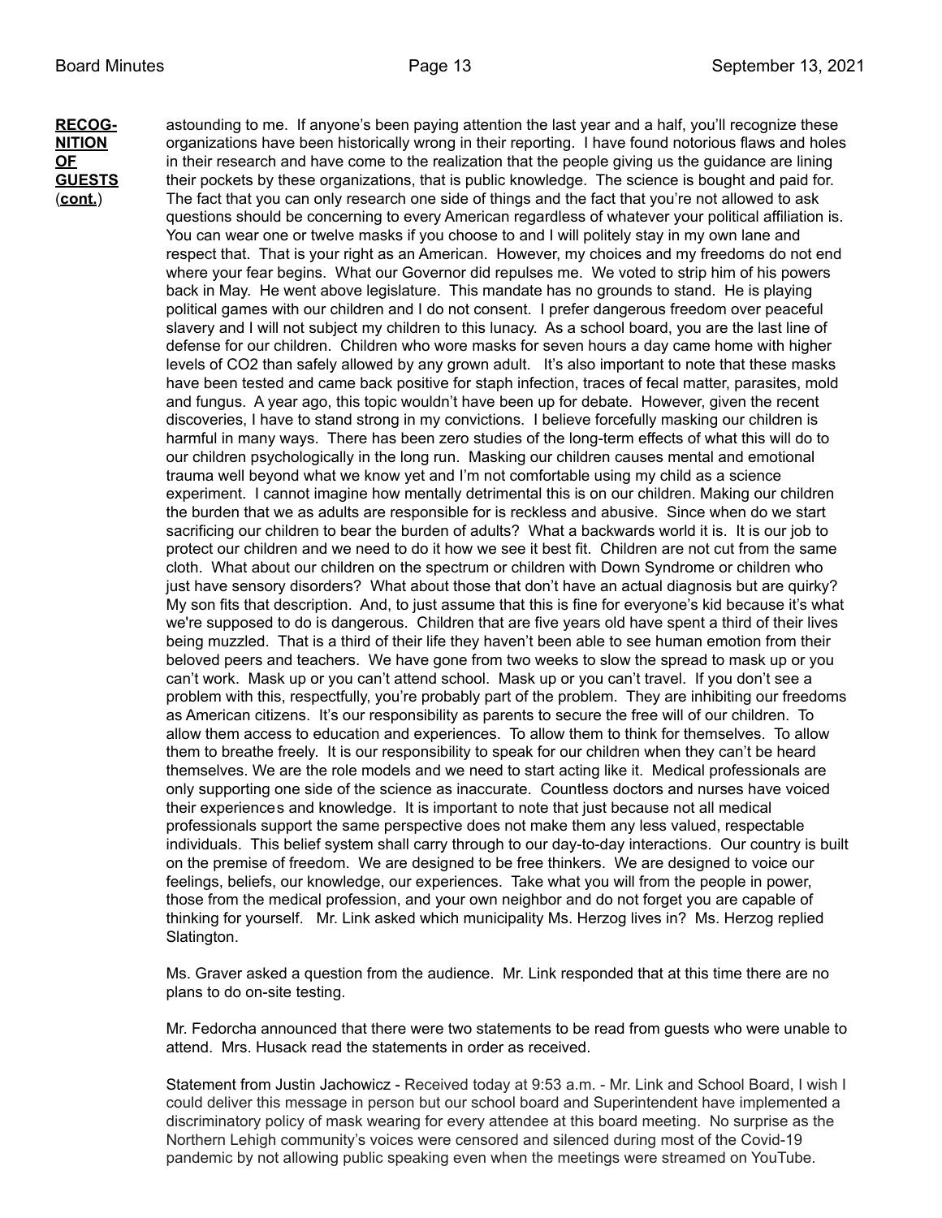**RECOGNITION OF GUESTS (cont.)**

astounding to me. If anyone's been paying attention the last year and a half, you'll recognize these organizations have been historically wrong in their reporting. I have found notorious flaws and holes in their research and have come to the realization that the people giving us the guidance are lining their pockets by these organizations, that is public knowledge. The science is bought and paid for. The fact that you can only research one side of things and the fact that you're not allowed to ask questions should be concerning to every American regardless of whatever your political affiliation is. You can wear one or twelve masks if you choose to and I will politely stay in my own lane and respect that. That is your right as an American. However, my choices and my freedoms do not end where your fear begins. What our Governor did repulses me. We voted to strip him of his powers back in May. He went above legislature. This mandate has no grounds to stand. He is playing political games with our children and I do not consent. I prefer dangerous freedom over peaceful slavery and I will not subject my children to this lunacy. As a school board, you are the last line of defense for our children. Children who wore masks for seven hours a day came home with higher levels of CO2 than safely allowed by any grown adult. It's also important to note that these masks have been tested and came back positive for staph infection, traces of fecal matter, parasites, mold and fungus. A year ago, this topic wouldn't have been up for debate. However, given the recent discoveries, I have to stand strong in my convictions. I believe forcefully masking our children is harmful in many ways. There has been zero studies of the long-term effects of what this will do to our children psychologically in the long run. Masking our children causes mental and emotional trauma well beyond what we know yet and I'm not comfortable using my child as a science experiment. I cannot imagine how mentally detrimental this is on our children. Making our children the burden that we as adults are responsible for is reckless and abusive. Since when do we start sacrificing our children to bear the burden of adults? What a backwards world it is. It is our job to protect our children and we need to do it how we see it best fit. Children are not cut from the same cloth. What about our children on the spectrum or children with Down Syndrome or children who just have sensory disorders? What about those that don't have an actual diagnosis but are quirky? My son fits that description. And, to just assume that this is fine for everyone's kid because it's what we're supposed to do is dangerous. Children that are five years old have spent a third of their lives being muzzled. That is a third of their life they haven't been able to see human emotion from their beloved peers and teachers. We have gone from two weeks to slow the spread to mask up or you can't work. Mask up or you can't attend school. Mask up or you can't travel. If you don't see a problem with this, respectfully, you're probably part of the problem. They are inhibiting our freedoms as American citizens. It's our responsibility as parents to secure the free will of our children. To allow them access to education and experiences. To allow them to think for themselves. To allow them to breathe freely. It is our responsibility to speak for our children when they can't be heard themselves. We are the role models and we need to start acting like it. Medical professionals are only supporting one side of the science as inaccurate. Countless doctors and nurses have voiced their experiences and knowledge. It is important to note that just because not all medical professionals support the same perspective does not make them any less valued, respectable individuals. This belief system shall carry through to our day-to-day interactions. Our country is built on the premise of freedom. We are designed to be free thinkers. We are designed to voice our feelings, beliefs, our knowledge, our experiences. Take what you will from the people in power, those from the medical profession, and your own neighbor and do not forget you are capable of thinking for yourself. Mr. Link asked which municipality Ms. Herzog lives in? Ms. Herzog replied Slatington.

Ms. Graver asked a question from the audience. Mr. Link responded that at this time there are no plans to do on-site testing.

Mr. Fedorcha announced that there were two statements to be read from guests who were unable to attend. Mrs. Husack read the statements in order as received.

Statement from Justin Jachowicz - Received today at 9:53 a.m. - Mr. Link and School Board, I wish I could deliver this message in person but our school board and Superintendent have implemented a discriminatory policy of mask wearing for every attendee at this board meeting. No surprise as the Northern Lehigh community's voices were censored and silenced during most of the Covid-19 pandemic by not allowing public speaking even when the meetings were streamed on YouTube.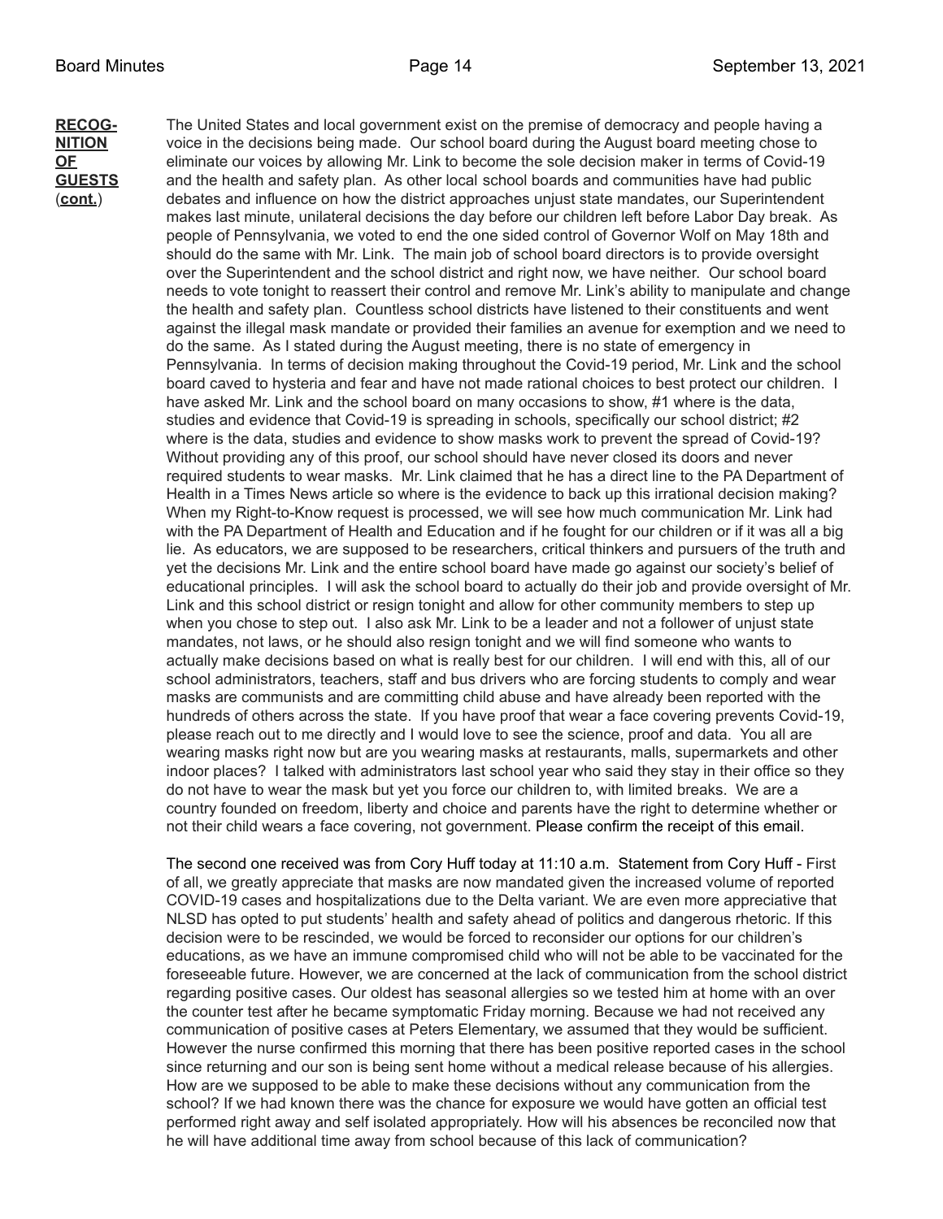**RECOGNITION OF GUESTS (cont.)**

The United States and local government exist on the premise of democracy and people having a voice in the decisions being made. Our school board during the August board meeting chose to eliminate our voices by allowing Mr. Link to become the sole decision maker in terms of Covid-19 and the health and safety plan. As other local school boards and communities have had public debates and influence on how the district approaches unjust state mandates, our Superintendent makes last minute, unilateral decisions the day before our children left before Labor Day break. As people of Pennsylvania, we voted to end the one sided control of Governor Wolf on May 18th and should do the same with Mr. Link. The main job of school board directors is to provide oversight over the Superintendent and the school district and right now, we have neither. Our school board needs to vote tonight to reassert their control and remove Mr. Link's ability to manipulate and change the health and safety plan. Countless school districts have listened to their constituents and went against the illegal mask mandate or provided their families an avenue for exemption and we need to do the same. As I stated during the August meeting, there is no state of emergency in Pennsylvania. In terms of decision making throughout the Covid-19 period, Mr. Link and the school board caved to hysteria and fear and have not made rational choices to best protect our children. I have asked Mr. Link and the school board on many occasions to show, #1 where is the data, studies and evidence that Covid-19 is spreading in schools, specifically our school district; #2 where is the data, studies and evidence to show masks work to prevent the spread of Covid-19? Without providing any of this proof, our school should have never closed its doors and never required students to wear masks. Mr. Link claimed that he has a direct line to the PA Department of Health in a Times News article so where is the evidence to back up this irrational decision making? When my Right-to-Know request is processed, we will see how much communication Mr. Link had with the PA Department of Health and Education and if he fought for our children or if it was all a big lie. As educators, we are supposed to be researchers, critical thinkers and pursuers of the truth and yet the decisions Mr. Link and the entire school board have made go against our society's belief of educational principles. I will ask the school board to actually do their job and provide oversight of Mr. Link and this school district or resign tonight and allow for other community members to step up when you chose to step out. I also ask Mr. Link to be a leader and not a follower of unjust state mandates, not laws, or he should also resign tonight and we will find someone who wants to actually make decisions based on what is really best for our children. I will end with this, all of our school administrators, teachers, staff and bus drivers who are forcing students to comply and wear masks are communists and are committing child abuse and have already been reported with the hundreds of others across the state. If you have proof that wear a face covering prevents Covid-19, please reach out to me directly and I would love to see the science, proof and data. You all are wearing masks right now but are you wearing masks at restaurants, malls, supermarkets and other indoor places? I talked with administrators last school year who said they stay in their office so they do not have to wear the mask but yet you force our children to, with limited breaks. We are a country founded on freedom, liberty and choice and parents have the right to determine whether or not their child wears a face covering, not government. Please confirm the receipt of this email.

The second one received was from Cory Huff today at 11:10 a.m. Statement from Cory Huff - First of all, we greatly appreciate that masks are now mandated given the increased volume of reported COVID-19 cases and hospitalizations due to the Delta variant. We are even more appreciative that NLSD has opted to put students' health and safety ahead of politics and dangerous rhetoric. If this decision were to be rescinded, we would be forced to reconsider our options for our children's educations, as we have an immune compromised child who will not be able to be vaccinated for the foreseeable future. However, we are concerned at the lack of communication from the school district regarding positive cases. Our oldest has seasonal allergies so we tested him at home with an over the counter test after he became symptomatic Friday morning. Because we had not received any communication of positive cases at Peters Elementary, we assumed that they would be sufficient. However the nurse confirmed this morning that there has been positive reported cases in the school since returning and our son is being sent home without a medical release because of his allergies. How are we supposed to be able to make these decisions without any communication from the school? If we had known there was the chance for exposure we would have gotten an official test performed right away and self isolated appropriately. How will his absences be reconciled now that he will have additional time away from school because of this lack of communication?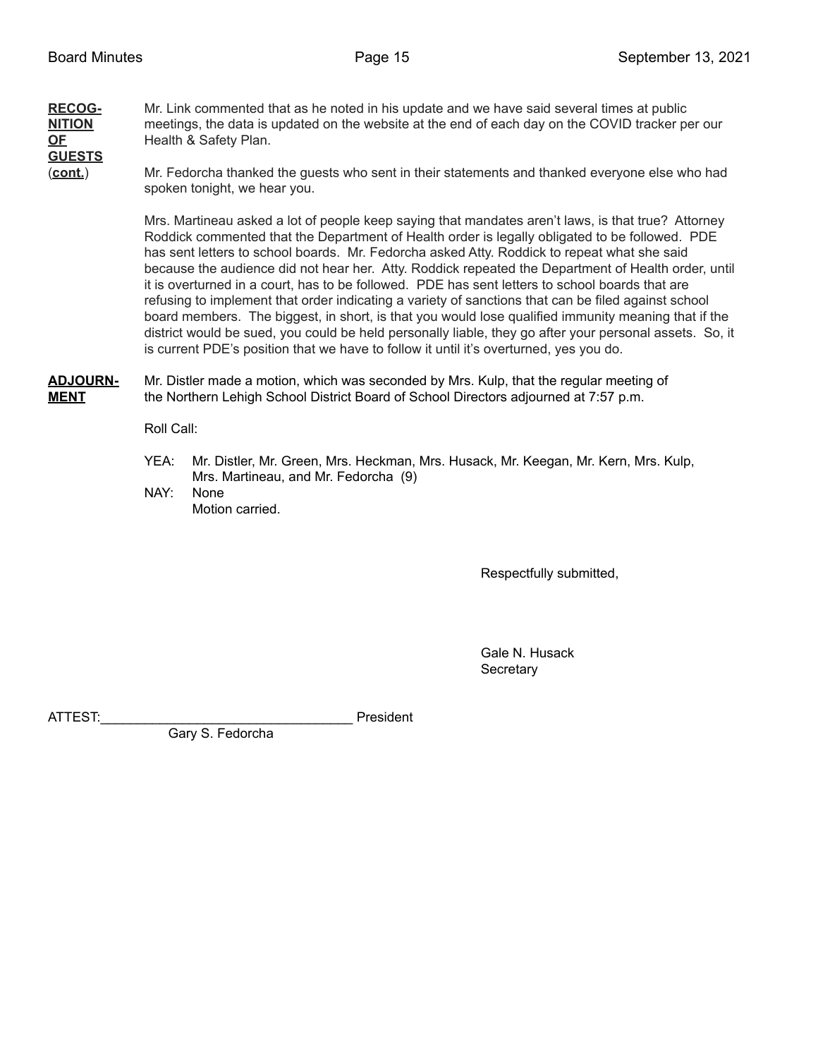**RECOGNITION OF GUESTS (cont.)**

Mr. Link commented that as he noted in his update and we have said several times at public meetings, the data is updated on the website at the end of each day on the COVID tracker per our Health & Safety Plan.

Mr. Fedorcha thanked the guests who sent in their statements and thanked everyone else who had spoken tonight, we hear you.

Mrs. Martineau asked a lot of people keep saying that mandates aren't laws, is that true? Attorney Roddick commented that the Department of Health order is legally obligated to be followed. PDE has sent letters to school boards. Mr. Fedorcha asked Atty. Roddick to repeat what she said because the audience did not hear her. Atty. Roddick repeated the Department of Health order, until it is overturned in a court, has to be followed. PDE has sent letters to school boards that are refusing to implement that order indicating a variety of sanctions that can be filed against school board members. The biggest, in short, is that you would lose qualified immunity meaning that if the district would be sued, you could be held personally liable, they go after your personal assets. So, it is current PDE's position that we have to follow it until it's overturned, yes you do.

**ADJOURNMENT**

Mr. Distler made a motion, which was seconded by Mrs. Kulp, that the regular meeting of the Northern Lehigh School District Board of School Directors adjourned at 7:57 p.m.

Roll Call:

YEA: Mr. Distler, Mr. Green, Mrs. Heckman, Mrs. Husack, Mr. Keegan, Mr. Kern, Mrs. Kulp, Mrs. Martineau, and Mr. Fedorcha (9)
NAY: None
Motion carried.

Respectfully submitted,

Gale N. Husack
Secretary

ATTEST:_________________________________ President
Gary S. Fedorcha